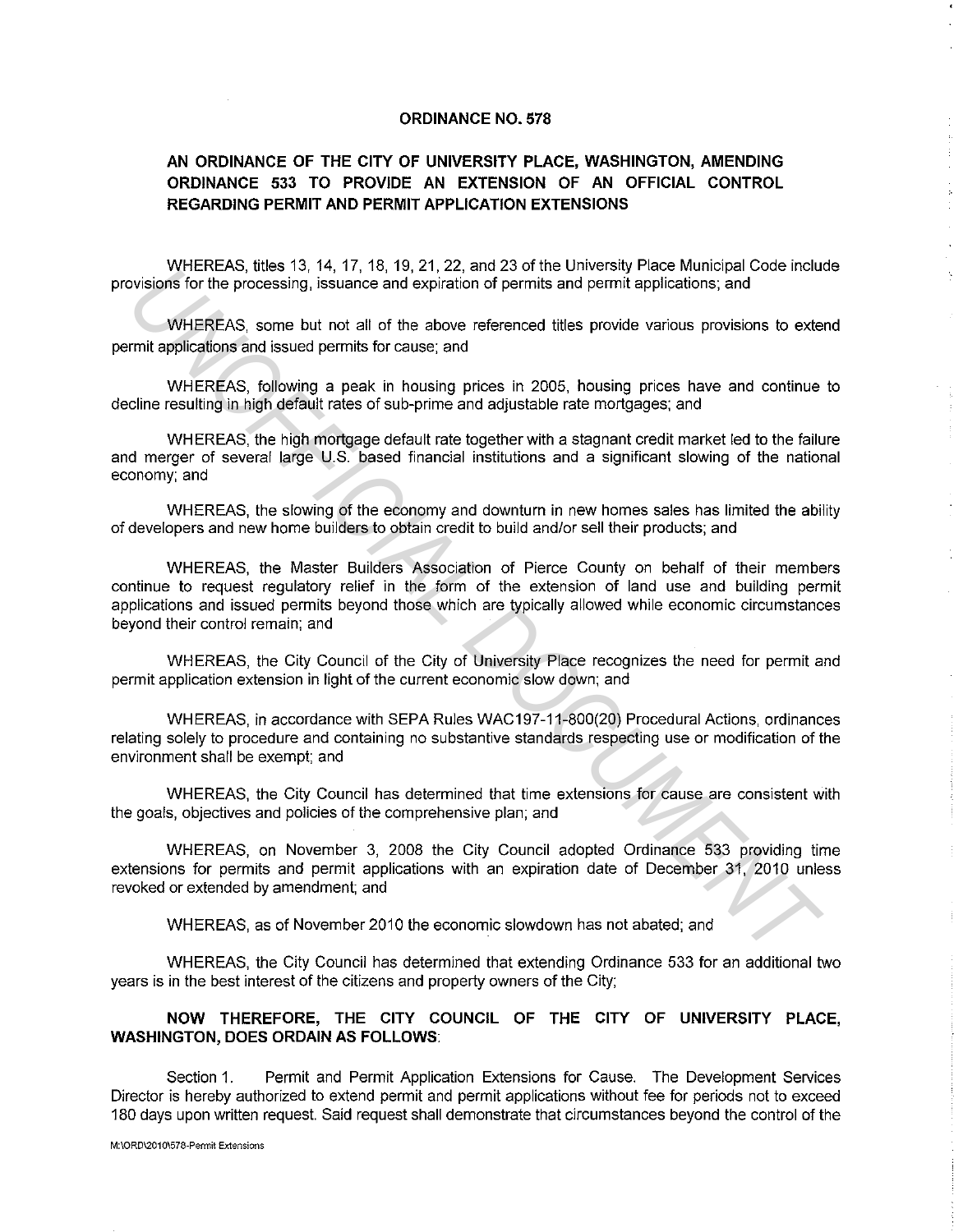# ORDINANCE NO. 578

## AN ORDINANCE OF THE CITY OF UNIVERSITY PLACE, WASHINGTON, AMENDING ORDINANCE 533 TO PROVIDE AN EXTENSION OF AN OFFICIAL CONTROL REGARDING PERMIT AND PERMIT APPLICATION EXTENSIONS

WHEREAS, titles 13, 14, 17, 18, 19, 21, 22, and 23 of the University Place Municipal Code include provisions for the processing, issuance and expiration of permits and permit applications; and

WHEREAS, some but not all of the above referenced titles provide various provisions to extend permit applications and issued permits for cause; and

WHEREAS, following a peak in housing prices in 2005, housing prices have and continue to decline resulting in high default rates of sub-prime and adjustable rate mortgages; and

WHEREAS, the high mortgage default rate together with a stagnant credit market led to the failure and merger of several large U.S. based financial institutions and a significant slowing of the national economy; and

WHEREAS, the slowing of the economy and downturn in new homes sales has limited the ability of developers and new home builders to obtain credit to build and/or sell their products; and

WHEREAS, the Master Builders Association of Pierce County on behalf of their members continue to request regulatory relief in the form of the extension of land use and building permit applications and issued permits beyond those which are typically allowed while economic circumstances beyond their control remain; and

WHEREAS, the City Council of the City of University Place recognizes the need for permit and permit application extension in light of the current economic slow down; and

WHEREAS, in accordance with SEPA Rules WAC197-11-800(20) Procedural Actions, ordinances relating solely to procedure and containing no substantive standards respecting use or modification of the environment shall be exempt; and

WHEREAS, the City Council has determined that time extensions for cause are consistent with the goals, objectives and policies of the comprehensive plan; and

WHEREAS, on November 3, 2008 the City Council adopted Ordinance 533 providing time extensions for permits and permit applications with an expiration date of December 31, 2010 unless revoked or extended by amendment; and

WHEREAS, as of November 2010 the economic slowdown has not abated; and

WHEREAS, the City Council has determined that extending Ordinance 533 for an additional two years is in the best interest of the citizens and property owners of the City;

**NOW THEREFORE, THE CITY COUNCIL OF THE CITY OF UNIVERSITY PLACE, WASHINGTON, DOES ORDAIN AS FOLLOWS:**

Section 1. Permit and Permit Application Extensions for Cause. The Development Services Director is hereby authorized to extend permit and permit applications without fee for periods not to exceed 180 days upon written request. Said request shall demonstrate that circumstances beyond the control of the

M:\ORD\2010\578-Permit Extensions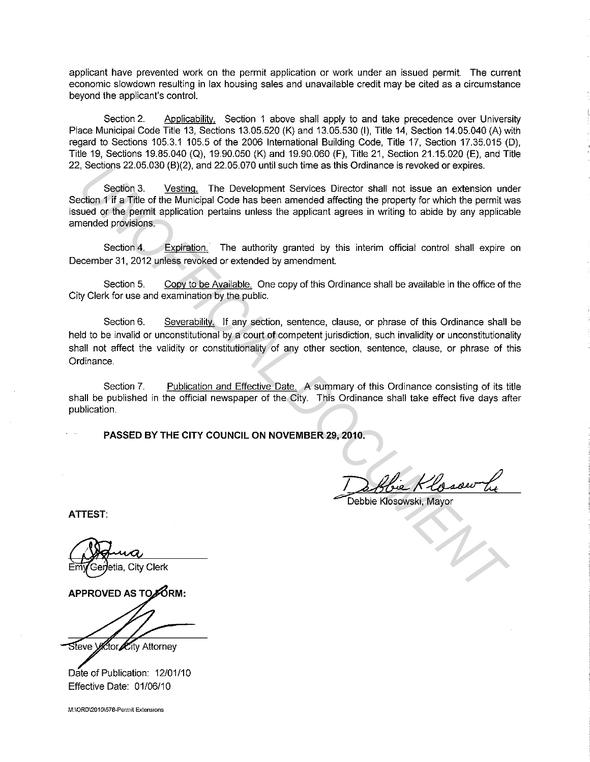applicant have prevented work on the permit application or work under an issued permit. The current economic slowdown resulting in lax housing sales and unavailable credit may be cited as a circumstance beyond the applicant's control.

Section 2. Applicability. Section 1 above shall apply to and take precedence over University Place Municipal Code Title 13, Sections 13.05.520 (K) and 13.05.530 (I), Title 14, Section 14.05.040 (A) with regard to Sections 105.3.1 105.5 of the 2006 International Building Code, Title 17, Section 17.35.015 (D), Title 19, Sections 19.85.040 (Q), 19.90.050 (K) and 19.90.060 (F), Title 21, Section 21.15.020 (E), and Title 22, Sections 22.05.030 (B)(2), and 22.05.070 until such time as this Ordinance is revoked or expires.

Section 3. Vesting. The Development Services Director shall not issue an extension under Section 1 if a Title of the Municipal Code has been amended affecting the property for which the permit was issued or the permit application pertains unless the applicant agrees in writing to abide by any applicable amended provisions.

Section 4. Expiration. The authority granted by this interim official control shall expire on December 31, 2012 unless revoked or extended by amendment.

Section 5. Copy to be Available. One copy of this Ordinance shall be available in the office of the City Clerk for use and examination by the public.

Section 6. Severability. If any section, sentence, clause, or phrase of this Ordinance shall be held to be invalid or unconstitutional by a court of competent jurisdiction, such invalidity or unconstitutionality shall not affect the validity or constitutionality of any other section, sentence, clause, or phrase of this Ordinance.

Section 7. Publication and Effective Date. A summary of this Ordinance consisting of its title shall be published in the official newspaper of the City. This Ordinance shall take effect five days after publication.

**PASSED BY THE CITY COUNCIL ON NOVEMBER 29, 2010.**

Debbie Klosowski, Mayor

**ATTEST:**

Emy Genetia, City Clerk

**APPROVED AS TO FORM:**

Steve Victor, City Attorney

Date of Publication: 12/01/10
Effective Date: 01/06/10

M:\ORD\2010\578-Permit Extensions